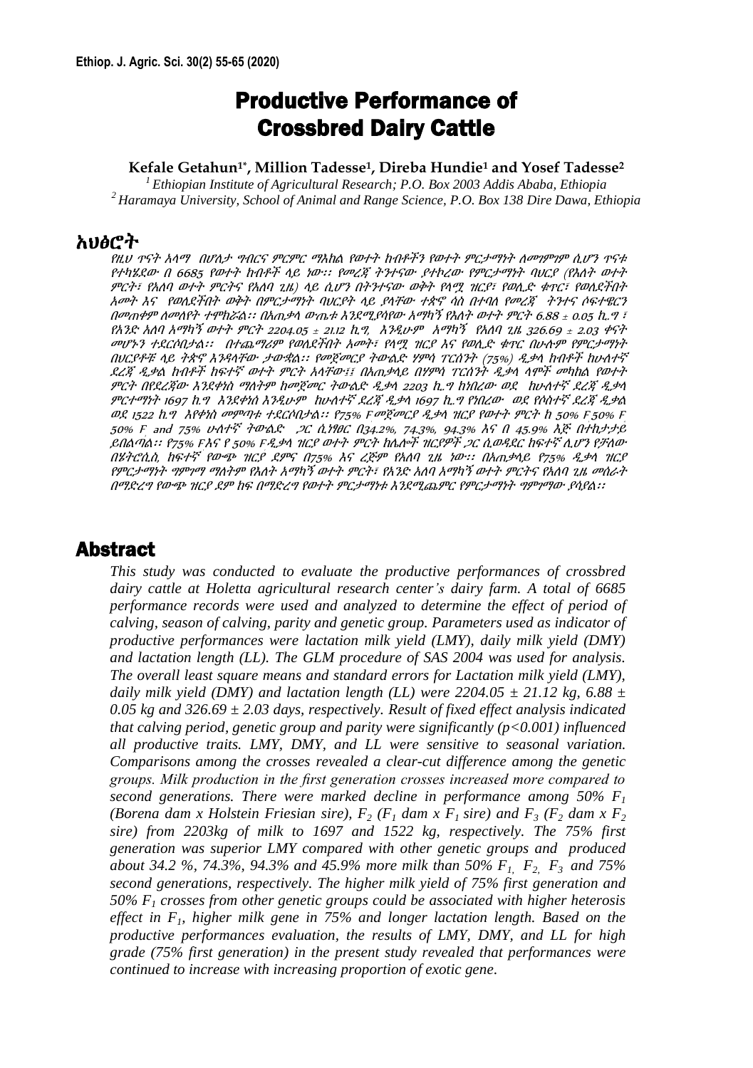# Productive Performance of Crossbred Dairy Cattle

**Kefale Getahun[1*], Million Tadesse[1], Direba Hundie[1] and Yosef Tadesse[2]**

[1] *Ethiopian Institute of Agricultural Research; P.O. Box 2003 Addis Ababa, Ethiopia*
[2] *Haramaya University, School of Animal and Range Science, P.O. Box 138 Dire Dawa, Ethiopia*

## አህፅሮት

*የዚህ ጥናት አላማ በሆለታ ግብርና ምርምር ማእከል የወተት ከብቶችን የወተት ምርታማነት ለመገምገም ሲሆን ጥናቱ የተካሄደው በ 6685 የወተት ከብቶች ላይ ነው፡፡ የመረጃ ትንተናው ያተኮረው የምርታማነት ባህርያ (የእለት ወተት ምርት፣ የአለባ ወተት ምርትና የአለባ ጊዜ) ላይ ሲሆን በትንተናው ወቅት የላሚ ዝርያ፣ የወሊድ ቁጥር፣ የወለደችበት አመት እና የወለደችበት ወቅት በምርታማነት ባህርያት ላይ ያላቸው ተጽኖ ሳስ በተባለ የመረጃ ትንተና ሶፍተዌርን በመጠቀም ለመለየት ተሞክሯል፡፡ በአጠቃላ ውጤቱ እንደሚያሳየው አማካኝ የእለት ወተት ምርት 6.88 ± 0.05 ኪ.ግ ፣ የአንድ አለባ አማካኝ ወተት ምርት 2204.05 ± 21.12 ኪ.ግ, እንዲሁም አማካኝ የአለባ ጊዜ 326.69 ± 2.03 ቀናት መሆኑን ተደርሶበታል፡፡ በተጨማሪም የወለደችበት አመት፣ የላሚ ዝርያ እና የወሊድ ቁጥር በሁሉም የምርታማነት በህርያቶቹ ላይ ትጽኖ እንዳላቸው ታውቋል፡፡ የመጀመርያ ትውልድ ሃምሳ ፐርሰንት (75%) ዲቃላ ከብቶች ከሁለተኛ ደረጃ ዲቃል ከብቶች ከፍተኛ ወተት ምርት አላቸው፣፤ በአጠቃላይ በሃምሳ ፐርሰንት ዲቃላ ላሞች መካከል የወተት ምርት በየደረጃው እንደቀነሰ ማለትም ከመጀመር ትውልድ ዲቃላ 2203 ኪ.ግ ከነበረው ወደ ከሁለተኛ ደረጃ ዲቃላ ምርተማነት 1697 ኪ.ግ እንደቀነሰ እንዲሁም ከሁለተኛ ደረጃ ዲቃላ 1697 ኪ.ግ የነበረው ወደ የሶስተኛ ደረጃ ዲቃል ወደ 1522 ኪ.ግ እየቀነሰ መምጣቱ ተደርሶበታል፡፡ የ75% F መጀመርያ ዲቃላ ዝርያ የወተት ምርት ከ 50% F 50% F 50% F and 75% ሁለተኛ ትውልድ ጋር ሲነፃፀር በ34.2%, 74.3%, 94.3% እና በ 45.9% እጅ በተከታታይ ይበልጣል፡፡ የ75% F እና የ 50% F ዲቃላ ዝርያ ወተት ምርት ከሌሎች ዝርያዎች ጋር ሲወዳደር ከፍተኛ ሊሆን የቻለው በሄትሮሲስ, ከፍተኛ የውጭ ዝርያ ደምና በ75% እና ረጅም የአለባ ጊዜ ነው፡፡ በአጠቃላይ የ75% ዲቃላ ዝርያ የምርታማነት ግምገማ ማለትም የእለት አማካኝ ወተት ምርት፣ የአንድ አለባ አማካኝ ወተት ምርትና የአለባ ጊዜ መሰራት በማድረግ የውጭ ዝርያ ደም ከፍ በማድረግ የወተት ምርታማነቱ እንደሚጨምር የምርታማነት ግምገማው ያሳያል፡፡*

## Abstract

*This study was conducted to evaluate the productive performances of crossbred dairy cattle at Holetta agricultural research center's dairy farm. A total of 6685 performance records were used and analyzed to determine the effect of period of calving, season of calving, parity and genetic group. Parameters used as indicator of productive performances were lactation milk yield (LMY), daily milk yield (DMY) and lactation length (LL). The GLM procedure of SAS 2004 was used for analysis. The overall least square means and standard errors for Lactation milk yield (LMY), daily milk yield (DMY) and lactation length (LL) were 2204.05 ± 21.12 kg, 6.88 ± 0.05 kg and 326.69 ± 2.03 days, respectively. Result of fixed effect analysis indicated that calving period, genetic group and parity were significantly ($p<0.001$) influenced all productive traits. LMY, DMY, and LL were sensitive to seasonal variation. Comparisons among the crosses revealed a clear-cut difference among the genetic groups. Milk production in the first generation crosses increased more compared to second generations. There were marked decline in performance among 50% $F_1$ (Borena dam x Holstein Friesian sire), $F_2$ ($F_1$ dam x $F_1$ sire) and $F_3$ ($F_2$ dam x $F_2$ sire) from 2203kg of milk to 1697 and 1522 kg, respectively. The 75% first generation was superior LMY compared with other genetic groups and produced about 34.2 %, 74.3%, 94.3% and 45.9% more milk than 50% $F_1$, $F_2$, $F_3$ and 75% second generations, respectively. The higher milk yield of 75% first generation and 50% $F_1$ crosses from other genetic groups could be associated with higher heterosis effect in $F_1$, higher milk gene in 75% and longer lactation length. Based on the productive performances evaluation, the results of LMY, DMY, and LL for high grade (75% first generation) in the present study revealed that performances were continued to increase with increasing proportion of exotic gene.*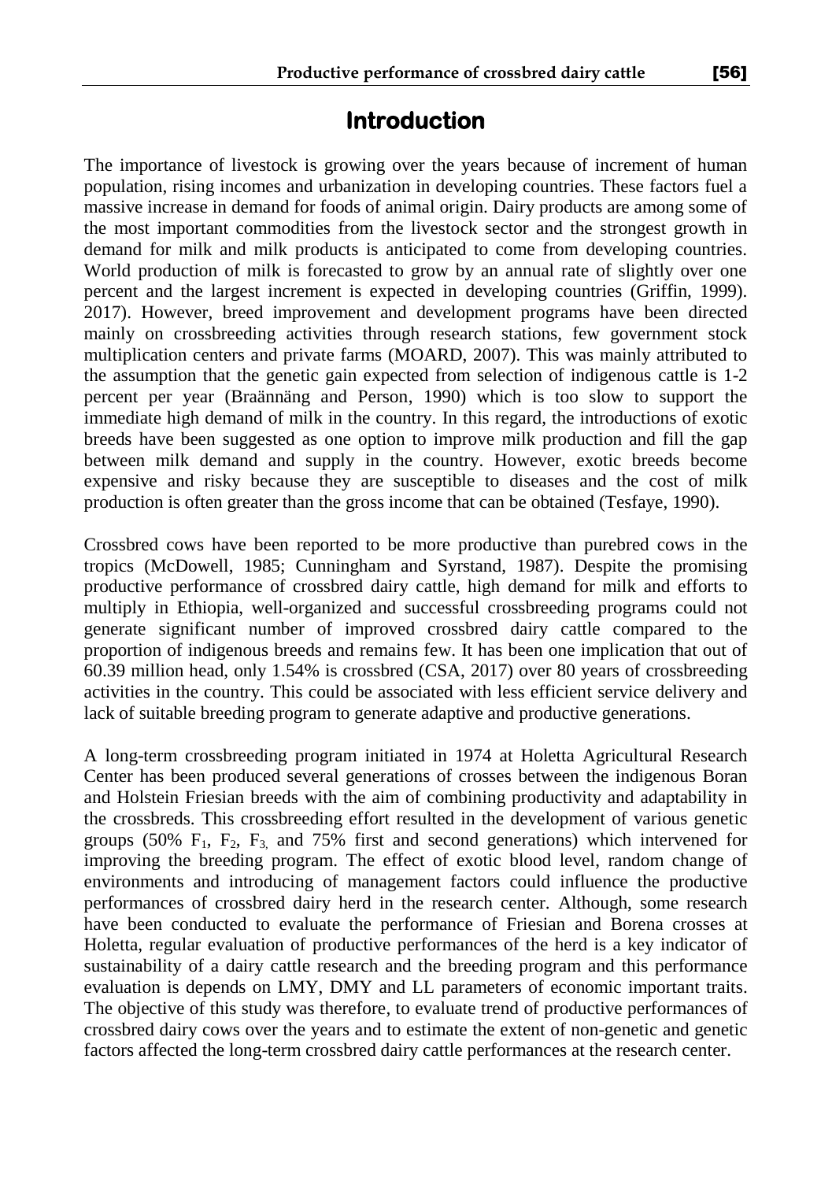# Introduction

The importance of livestock is growing over the years because of increment of human population, rising incomes and urbanization in developing countries. These factors fuel a massive increase in demand for foods of animal origin. Dairy products are among some of the most important commodities from the livestock sector and the strongest growth in demand for milk and milk products is anticipated to come from developing countries. World production of milk is forecasted to grow by an annual rate of slightly over one percent and the largest increment is expected in developing countries (Griffin, 1999). 2017). However, breed improvement and development programs have been directed mainly on crossbreeding activities through research stations, few government stock multiplication centers and private farms (MOARD, 2007). This was mainly attributed to the assumption that the genetic gain expected from selection of indigenous cattle is 1-2 percent per year (Braännäng and Person, 1990) which is too slow to support the immediate high demand of milk in the country. In this regard, the introductions of exotic breeds have been suggested as one option to improve milk production and fill the gap between milk demand and supply in the country. However, exotic breeds become expensive and risky because they are susceptible to diseases and the cost of milk production is often greater than the gross income that can be obtained (Tesfaye, 1990).

Crossbred cows have been reported to be more productive than purebred cows in the tropics (McDowell, 1985; Cunningham and Syrstand, 1987). Despite the promising productive performance of crossbred dairy cattle, high demand for milk and efforts to multiply in Ethiopia, well-organized and successful crossbreeding programs could not generate significant number of improved crossbred dairy cattle compared to the proportion of indigenous breeds and remains few. It has been one implication that out of 60.39 million head, only 1.54% is crossbred (CSA, 2017) over 80 years of crossbreeding activities in the country. This could be associated with less efficient service delivery and lack of suitable breeding program to generate adaptive and productive generations.

A long-term crossbreeding program initiated in 1974 at Holetta Agricultural Research Center has been produced several generations of crosses between the indigenous Boran and Holstein Friesian breeds with the aim of combining productivity and adaptability in the crossbreds. This crossbreeding effort resulted in the development of various genetic groups (50% $F_1$, $F_2$, $F_3$, and 75% first and second generations) which intervened for improving the breeding program. The effect of exotic blood level, random change of environments and introducing of management factors could influence the productive performances of crossbred dairy herd in the research center. Although, some research have been conducted to evaluate the performance of Friesian and Borena crosses at Holetta, regular evaluation of productive performances of the herd is a key indicator of sustainability of a dairy cattle research and the breeding program and this performance evaluation is depends on LMY, DMY and LL parameters of economic important traits. The objective of this study was therefore, to evaluate trend of productive performances of crossbred dairy cows over the years and to estimate the extent of non-genetic and genetic factors affected the long-term crossbred dairy cattle performances at the research center.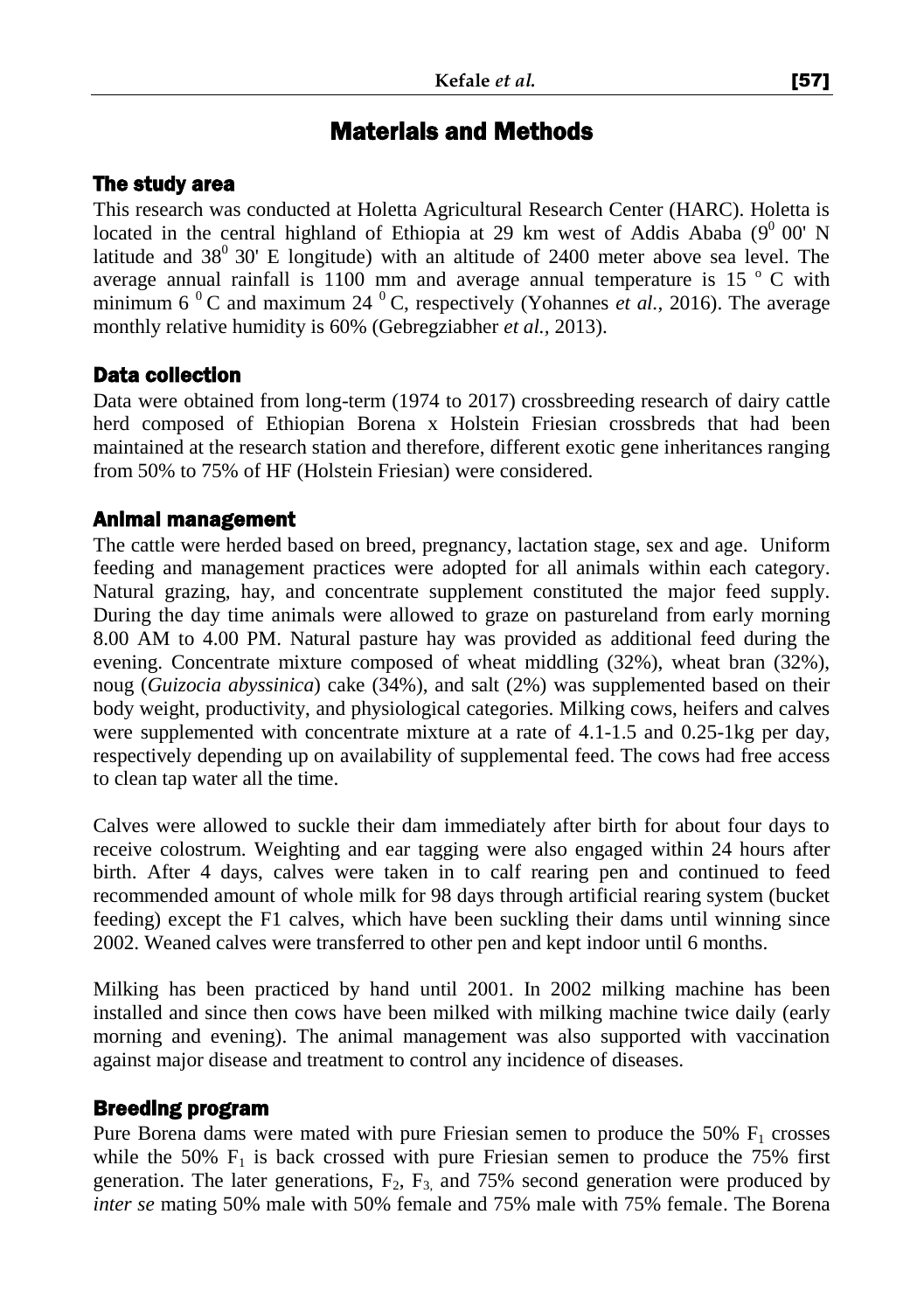## Materials and Methods

### The study area

This research was conducted at Holetta Agricultural Research Center (HARC). Holetta is located in the central highland of Ethiopia at 29 km west of Addis Ababa ($9^0$ 00' N latitude and $38^0$ 30' E longitude) with an altitude of 2400 meter above sea level. The average annual rainfall is 1100 mm and average annual temperature is 15 $^o$ C with minimum 6 $^0$ C and maximum 24 $^0$ C, respectively (Yohannes *et al.*, 2016). The average monthly relative humidity is 60% (Gebregziabher *et al.*, 2013).

### Data collection

Data were obtained from long-term (1974 to 2017) crossbreeding research of dairy cattle herd composed of Ethiopian Borena x Holstein Friesian crossbreds that had been maintained at the research station and therefore, different exotic gene inheritances ranging from 50% to 75% of HF (Holstein Friesian) were considered.

### Animal management

The cattle were herded based on breed, pregnancy, lactation stage, sex and age. Uniform feeding and management practices were adopted for all animals within each category. Natural grazing, hay, and concentrate supplement constituted the major feed supply. During the day time animals were allowed to graze on pastureland from early morning 8.00 AM to 4.00 PM. Natural pasture hay was provided as additional feed during the evening. Concentrate mixture composed of wheat middling (32%), wheat bran (32%), noug (*Guizocia abyssinica*) cake (34%), and salt (2%) was supplemented based on their body weight, productivity, and physiological categories. Milking cows, heifers and calves were supplemented with concentrate mixture at a rate of 4.1-1.5 and 0.25-1kg per day, respectively depending up on availability of supplemental feed. The cows had free access to clean tap water all the time.

Calves were allowed to suckle their dam immediately after birth for about four days to receive colostrum. Weighting and ear tagging were also engaged within 24 hours after birth. After 4 days, calves were taken in to calf rearing pen and continued to feed recommended amount of whole milk for 98 days through artificial rearing system (bucket feeding) except the F1 calves, which have been suckling their dams until winning since 2002. Weaned calves were transferred to other pen and kept indoor until 6 months.

Milking has been practiced by hand until 2001. In 2002 milking machine has been installed and since then cows have been milked with milking machine twice daily (early morning and evening). The animal management was also supported with vaccination against major disease and treatment to control any incidence of diseases.

### Breeding program

Pure Borena dams were mated with pure Friesian semen to produce the 50% $F_1$ crosses while the 50% $F_1$ is back crossed with pure Friesian semen to produce the 75% first generation. The later generations, $F_2$, $F_3$, and 75% second generation were produced by *inter se* mating 50% male with 50% female and 75% male with 75% female. The Borena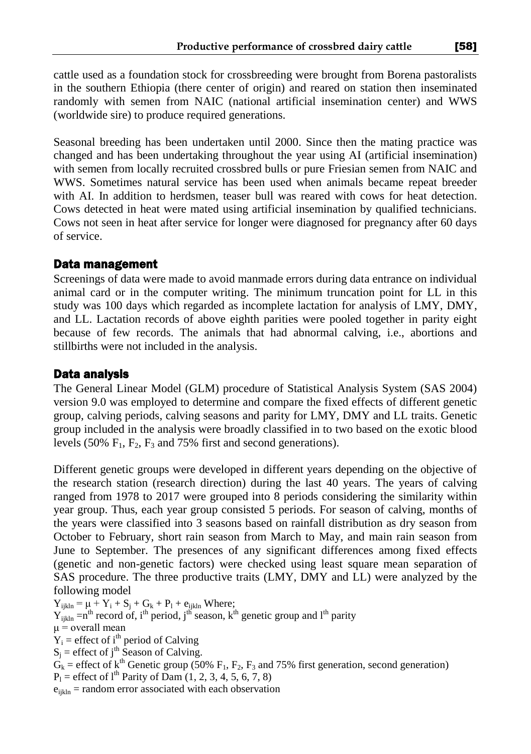cattle used as a foundation stock for crossbreeding were brought from Borena pastoralists in the southern Ethiopia (there center of origin) and reared on station then inseminated randomly with semen from NAIC (national artificial insemination center) and WWS (worldwide sire) to produce required generations.

Seasonal breeding has been undertaken until 2000. Since then the mating practice was changed and has been undertaking throughout the year using AI (artificial insemination) with semen from locally recruited crossbred bulls or pure Friesian semen from NAIC and WWS. Sometimes natural service has been used when animals became repeat breeder with AI. In addition to herdsmen, teaser bull was reared with cows for heat detection. Cows detected in heat were mated using artificial insemination by qualified technicians. Cows not seen in heat after service for longer were diagnosed for pregnancy after 60 days of service.

## Data management

Screenings of data were made to avoid manmade errors during data entrance on individual animal card or in the computer writing. The minimum truncation point for LL in this study was 100 days which regarded as incomplete lactation for analysis of LMY, DMY, and LL. Lactation records of above eighth parities were pooled together in parity eight because of few records. The animals that had abnormal calving, i.e., abortions and stillbirths were not included in the analysis.

## Data analysis

The General Linear Model (GLM) procedure of Statistical Analysis System (SAS 2004) version 9.0 was employed to determine and compare the fixed effects of different genetic group, calving periods, calving seasons and parity for LMY, DMY and LL traits. Genetic group included in the analysis were broadly classified in to two based on the exotic blood levels (50% $F_1$, $F_2$, $F_3$ and 75% first and second generations).

Different genetic groups were developed in different years depending on the objective of the research station (research direction) during the last 40 years. The years of calving ranged from 1978 to 2017 were grouped into 8 periods considering the similarity within year group. Thus, each year group consisted 5 periods. For season of calving, months of the years were classified into 3 seasons based on rainfall distribution as dry season from October to February, short rain season from March to May, and main rain season from June to September. The presences of any significant differences among fixed effects (genetic and non-genetic factors) were checked using least square mean separation of SAS procedure. The three productive traits (LMY, DMY and LL) were analyzed by the following model

$Y_{ijkln} = \mu + Y_i + S_j + G_k + P_l + e_{ijkln}$ Where;

$Y_{ijkln}$ = $n^{th}$ record of, $i^{th}$ period, $j^{th}$ season, $k^{th}$ genetic group and $l^{th}$ parity

$\mu$ = overall mean

$Y_i$ = effect of $i^{th}$ period of Calving

$S_j$ = effect of $j^{th}$ Season of Calving.

$G_k$ = effect of $k^{th}$ Genetic group (50% $F_1$, $F_2$, $F_3$ and 75% first generation, second generation)

$P_l$ = effect of $l^{th}$ Parity of Dam (1, 2, 3, 4, 5, 6, 7, 8)

$e_{ijkln}$ = random error associated with each observation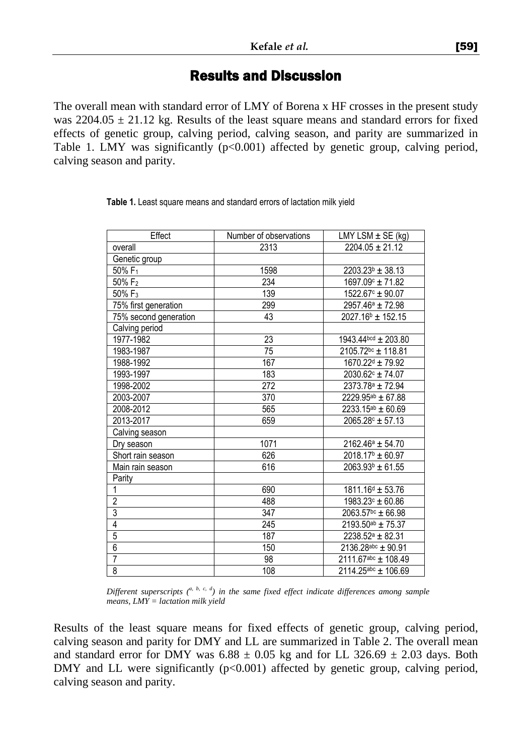## Results and Discussion

The overall mean with standard error of LMY of Borena x HF crosses in the present study was 2204.05 ± 21.12 kg. Results of the least square means and standard errors for fixed effects of genetic group, calving period, calving season, and parity are summarized in Table 1. LMY was significantly ($p<0.001$) affected by genetic group, calving period, calving season and parity.

**Table 1.** Least square means and standard errors of lactation milk yield

| Effect | Number of observations | LMY LSM ± SE (kg) |
|---|---|---|
| overall | 2313 | 2204.05 ± 21.12 |
| Genetic group | | |
| 50% $F_1$ | 1598 | $2203.23^{b}$ ± 38.13 |
| 50% $F_2$ | 234 | $1697.09^{c}$ ± 71.82 |
| 50% $F_3$ | 139 | $1522.67^{c}$ ± 90.07 |
| 75% first generation | 299 | $2957.46^{a}$ ± 72.98 |
| 75% second generation | 43 | $2027.16^{b}$ ± 152.15 |
| Calving period | | |
| 1977-1982 | 23 | $1943.44^{bcd}$ ± 203.80 |
| 1983-1987 | 75 | $2105.72^{bc}$ ± 118.81 |
| 1988-1992 | 167 | $1670.22^{d}$ ± 79.92 |
| 1993-1997 | 183 | $2030.62^{c}$ ± 74.07 |
| 1998-2002 | 272 | $2373.78^{a}$ ± 72.94 |
| 2003-2007 | 370 | $2229.95^{ab}$ ± 67.88 |
| 2008-2012 | 565 | $2233.15^{ab}$ ± 60.69 |
| 2013-2017 | 659 | $2065.28^{c}$ ± 57.13 |
| Calving season | | |
| Dry season | 1071 | $2162.46^{a}$ ± 54.70 |
| Short rain season | 626 | $2018.17^{b}$ ± 60.97 |
| Main rain season | 616 | $2063.93^{b}$ ± 61.55 |
| Parity | | |
| 1 | 690 | $1811.16^{d}$ ± 53.76 |
| 2 | 488 | $1983.23^{c}$ ± 60.86 |
| 3 | 347 | $2063.57^{bc}$ ± 66.98 |
| 4 | 245 | $2193.50^{ab}$ ± 75.37 |
| 5 | 187 | $2238.52^{a}$ ± 82.31 |
| 6 | 150 | $2136.28^{abc}$ ± 90.91 |
| 7 | 98 | $2111.67^{abc}$ ± 108.49 |
| 8 | 108 | $2114.25^{abc}$ ± 106.69 |

*Different superscripts ($^{a, b, c, d}$) in the same fixed effect indicate differences among sample means, LMY = lactation milk yield*

Results of the least square means for fixed effects of genetic group, calving period, calving season and parity for DMY and LL are summarized in Table 2. The overall mean and standard error for DMY was 6.88 ± 0.05 kg and for LL 326.69 ± 2.03 days. Both DMY and LL were significantly ($p<0.001$) affected by genetic group, calving period, calving season and parity.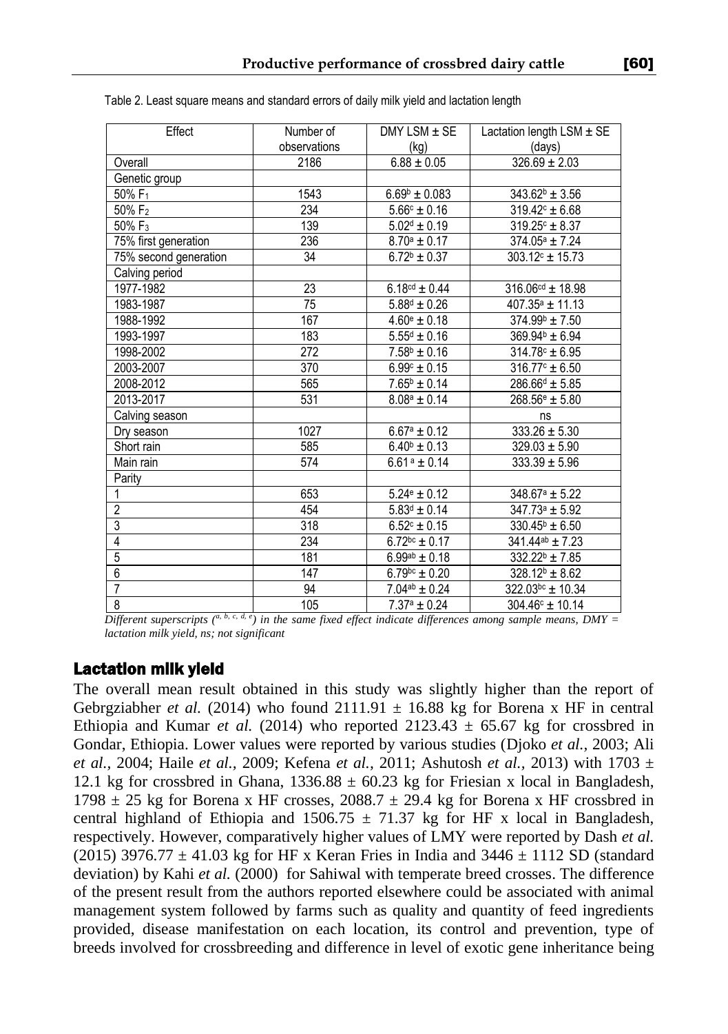Table 2. Least square means and standard errors of daily milk yield and lactation length

| Effect | Number of observations | DMY LSM ± SE (kg) | Lactation length LSM ± SE (days) |
|---|---|---|---|
| Overall | 2186 | 6.88 ± 0.05 | 326.69 ± 2.03 |
| Genetic group | | | |
| 50% $F_1$ | 1543 | 6.69[b] ± 0.083 | 343.62[b] ± 3.56 |
| 50% $F_2$ | 234 | 5.66[c] ± 0.16 | 319.42[c] ± 6.68 |
| 50% $F_3$ | 139 | 5.02[d] ± 0.19 | 319.25[c] ± 8.37 |
| 75% first generation | 236 | 8.70[a] ± 0.17 | 374.05[a] ± 7.24 |
| 75% second generation | 34 | 6.72[b] ± 0.37 | 303.12[c] ± 15.73 |
| Calving period | | | |
| 1977-1982 | 23 | 6.18[cd] ± 0.44 | 316.06[cd] ± 18.98 |
| 1983-1987 | 75 | 5.88[d] ± 0.26 | 407.35[a] ± 11.13 |
| 1988-1992 | 167 | 4.60[e] ± 0.18 | 374.99[b] ± 7.50 |
| 1993-1997 | 183 | 5.55[d] ± 0.16 | 369.94[b] ± 6.94 |
| 1998-2002 | 272 | 7.58[b] ± 0.16 | 314.78[c] ± 6.95 |
| 2003-2007 | 370 | 6.99[c] ± 0.15 | 316.77[c] ± 6.50 |
| 2008-2012 | 565 | 7.65[b] ± 0.14 | 286.66[d] ± 5.85 |
| 2013-2017 | 531 | 8.08[a] ± 0.14 | 268.56[e] ± 5.80 |
| Calving season | | | ns |
| Dry season | 1027 | 6.67[a] ± 0.12 | 333.26 ± 5.30 |
| Short rain | 585 | 6.40[b] ± 0.13 | 329.03 ± 5.90 |
| Main rain | 574 | 6.61[a] ± 0.14 | 333.39 ± 5.96 |
| Parity | | | |
| 1 | 653 | 5.24[e] ± 0.12 | 348.67[a] ± 5.22 |
| 2 | 454 | 5.83[d] ± 0.14 | 347.73[a] ± 5.92 |
| 3 | 318 | 6.52[c] ± 0.15 | 330.45[b] ± 6.50 |
| 4 | 234 | 6.72[bc] ± 0.17 | 341.44[ab] ± 7.23 |
| 5 | 181 | 6.99[ab] ± 0.18 | 332.22[b] ± 7.85 |
| 6 | 147 | 6.79[bc] ± 0.20 | 328.12[b] ± 8.62 |
| 7 | 94 | 7.04[ab] ± 0.24 | 322.03[bc] ± 10.34 |
| 8 | 105 | 7.37[a] ± 0.24 | 304.46[c] ± 10.14 |

*Different superscripts ([a, b, c, d, e]) in the same fixed effect indicate differences among sample means, DMY = lactation milk yield, ns; not significant*

## Lactation milk yield

The overall mean result obtained in this study was slightly higher than the report of Gebrgziabher *et al.* (2014) who found 2111.91 ± 16.88 kg for Borena x HF in central Ethiopia and Kumar *et al.* (2014) who reported 2123.43 ± 65.67 kg for crossbred in Gondar, Ethiopia. Lower values were reported by various studies (Djoko *et al.*, 2003; Ali *et al.*, 2004; Haile *et al.*, 2009; Kefena *et al.*, 2011; Ashutosh *et al.*, 2013) with 1703 ± 12.1 kg for crossbred in Ghana, 1336.88 ± 60.23 kg for Friesian x local in Bangladesh, 1798 ± 25 kg for Borena x HF crosses, 2088.7 ± 29.4 kg for Borena x HF crossbred in central highland of Ethiopia and 1506.75 ± 71.37 kg for HF x local in Bangladesh, respectively. However, comparatively higher values of LMY were reported by Dash *et al.* (2015) 3976.77 ± 41.03 kg for HF x Keran Fries in India and 3446 ± 1112 SD (standard deviation) by Kahi *et al.* (2000) for Sahiwal with temperate breed crosses. The difference of the present result from the authors reported elsewhere could be associated with animal management system followed by farms such as quality and quantity of feed ingredients provided, disease manifestation on each location, its control and prevention, type of breeds involved for crossbreeding and difference in level of exotic gene inheritance being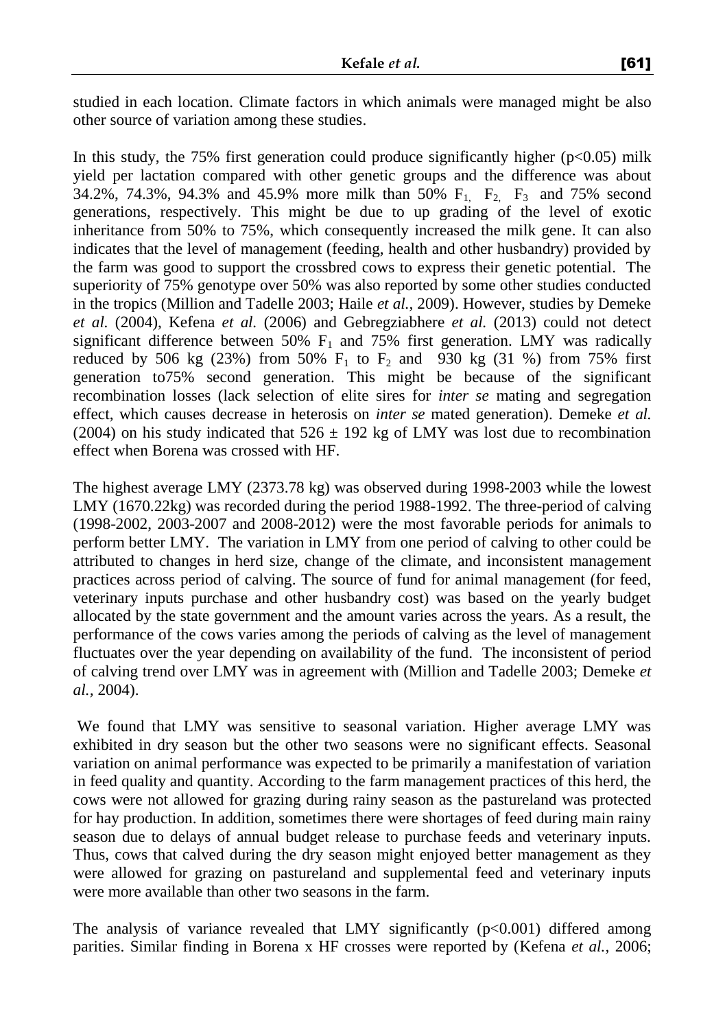studied in each location. Climate factors in which animals were managed might be also other source of variation among these studies.

In this study, the 75% first generation could produce significantly higher ($p<0.05$) milk yield per lactation compared with other genetic groups and the difference was about 34.2%, 74.3%, 94.3% and 45.9% more milk than 50% $F_1$, $F_2$, $F_3$ and 75% second generations, respectively. This might be due to up grading of the level of exotic inheritance from 50% to 75%, which consequently increased the milk gene. It can also indicates that the level of management (feeding, health and other husbandry) provided by the farm was good to support the crossbred cows to express their genetic potential. The superiority of 75% genotype over 50% was also reported by some other studies conducted in the tropics (Million and Tadelle 2003; Haile *et al.*, 2009). However, studies by Demeke *et al.* (2004), Kefena *et al.* (2006) and Gebregziabhere *et al.* (2013) could not detect significant difference between 50% $F_1$ and 75% first generation. LMY was radically reduced by 506 kg (23%) from 50% $F_1$ to $F_2$ and 930 kg (31 %) from 75% first generation to75% second generation. This might be because of the significant recombination losses (lack selection of elite sires for *inter se* mating and segregation effect, which causes decrease in heterosis on *inter se* mated generation). Demeke *et al.* (2004) on his study indicated that $526 \pm 192$ kg of LMY was lost due to recombination effect when Borena was crossed with HF.

The highest average LMY (2373.78 kg) was observed during 1998-2003 while the lowest LMY (1670.22kg) was recorded during the period 1988-1992. The three-period of calving (1998-2002, 2003-2007 and 2008-2012) were the most favorable periods for animals to perform better LMY. The variation in LMY from one period of calving to other could be attributed to changes in herd size, change of the climate, and inconsistent management practices across period of calving. The source of fund for animal management (for feed, veterinary inputs purchase and other husbandry cost) was based on the yearly budget allocated by the state government and the amount varies across the years. As a result, the performance of the cows varies among the periods of calving as the level of management fluctuates over the year depending on availability of the fund. The inconsistent of period of calving trend over LMY was in agreement with (Million and Tadelle 2003; Demeke *et al.*, 2004).

We found that LMY was sensitive to seasonal variation. Higher average LMY was exhibited in dry season but the other two seasons were no significant effects. Seasonal variation on animal performance was expected to be primarily a manifestation of variation in feed quality and quantity. According to the farm management practices of this herd, the cows were not allowed for grazing during rainy season as the pastureland was protected for hay production. In addition, sometimes there were shortages of feed during main rainy season due to delays of annual budget release to purchase feeds and veterinary inputs. Thus, cows that calved during the dry season might enjoyed better management as they were allowed for grazing on pastureland and supplemental feed and veterinary inputs were more available than other two seasons in the farm.

The analysis of variance revealed that LMY significantly ($p<0.001$) differed among parities. Similar finding in Borena x HF crosses were reported by (Kefena *et al.*, 2006;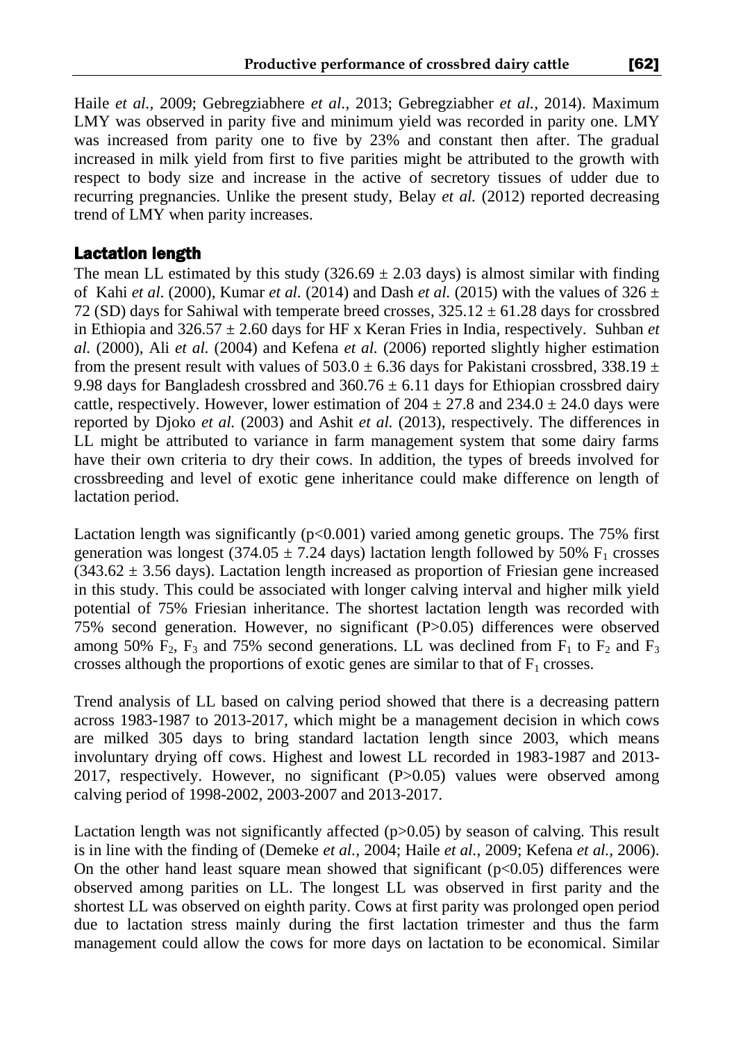Haile *et al.*, 2009; Gebregziabhere *et al.*, 2013; Gebregziabher *et al.*, 2014). Maximum LMY was observed in parity five and minimum yield was recorded in parity one. LMY was increased from parity one to five by 23% and constant then after. The gradual increased in milk yield from first to five parities might be attributed to the growth with respect to body size and increase in the active of secretory tissues of udder due to recurring pregnancies. Unlike the present study, Belay *et al.* (2012) reported decreasing trend of LMY when parity increases.

## Lactation length

The mean LL estimated by this study (326.69 ± 2.03 days) is almost similar with finding of Kahi *et al*. (2000), Kumar *et al.* (2014) and Dash *et al.* (2015) with the values of 326 ± 72 (SD) days for Sahiwal with temperate breed crosses, 325.12 ± 61.28 days for crossbred in Ethiopia and 326.57 ± 2.60 days for HF x Keran Fries in India, respectively. Suhban *et al.* (2000), Ali *et al.* (2004) and Kefena *et al.* (2006) reported slightly higher estimation from the present result with values of 503.0 ± 6.36 days for Pakistani crossbred, 338.19 ± 9.98 days for Bangladesh crossbred and 360.76 ± 6.11 days for Ethiopian crossbred dairy cattle, respectively. However, lower estimation of 204 ± 27.8 and 234.0 ± 24.0 days were reported by Djoko *et al.* (2003) and Ashit *et al.* (2013), respectively. The differences in LL might be attributed to variance in farm management system that some dairy farms have their own criteria to dry their cows. In addition, the types of breeds involved for crossbreeding and level of exotic gene inheritance could make difference on length of lactation period.

Lactation length was significantly ($p<0.001$) varied among genetic groups. The 75% first generation was longest (374.05 ± 7.24 days) lactation length followed by 50% $F_1$ crosses (343.62 ± 3.56 days). Lactation length increased as proportion of Friesian gene increased in this study. This could be associated with longer calving interval and higher milk yield potential of 75% Friesian inheritance. The shortest lactation length was recorded with 75% second generation. However, no significant ($P>0.05$) differences were observed among 50% $F_2$, $F_3$ and 75% second generations. LL was declined from $F_1$ to $F_2$ and $F_3$ crosses although the proportions of exotic genes are similar to that of $F_1$ crosses.

Trend analysis of LL based on calving period showed that there is a decreasing pattern across 1983-1987 to 2013-2017, which might be a management decision in which cows are milked 305 days to bring standard lactation length since 2003, which means involuntary drying off cows. Highest and lowest LL recorded in 1983-1987 and 2013-2017, respectively. However, no significant ($P>0.05$) values were observed among calving period of 1998-2002, 2003-2007 and 2013-2017.

Lactation length was not significantly affected ($p>0.05$) by season of calving. This result is in line with the finding of (Demeke *et al.*, 2004; Haile *et al.*, 2009; Kefena *et al.*, 2006). On the other hand least square mean showed that significant ($p<0.05$) differences were observed among parities on LL. The longest LL was observed in first parity and the shortest LL was observed on eighth parity. Cows at first parity was prolonged open period due to lactation stress mainly during the first lactation trimester and thus the farm management could allow the cows for more days on lactation to be economical. Similar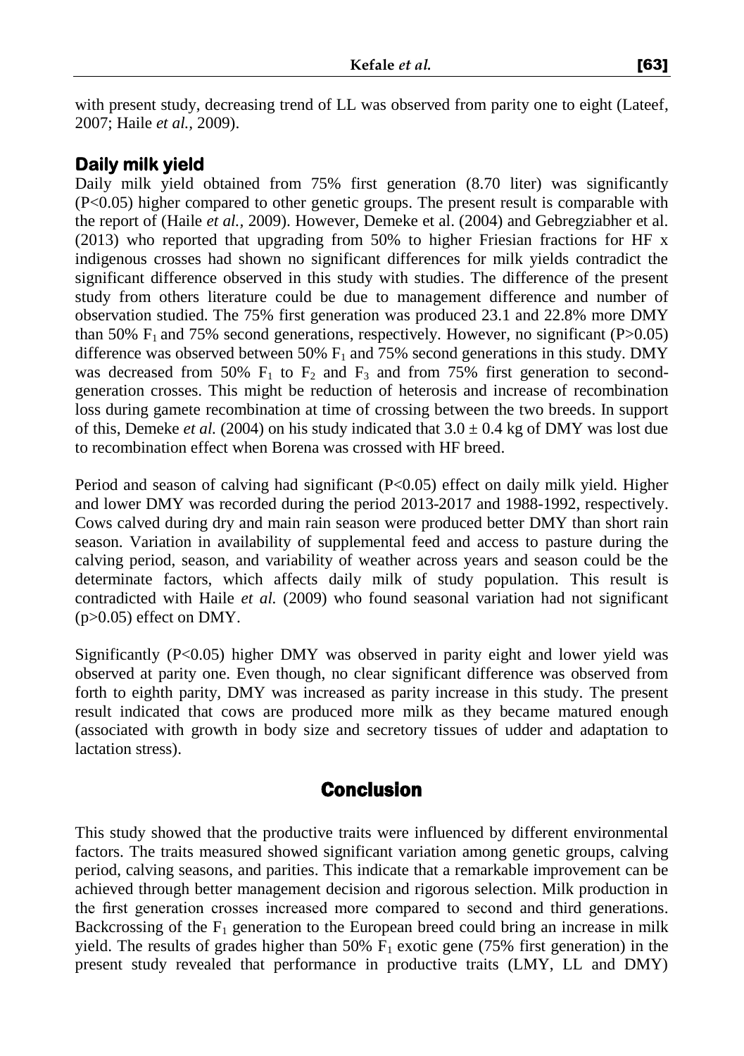with present study, decreasing trend of LL was observed from parity one to eight (Lateef, 2007; Haile *et al.*, 2009).

## Daily milk yield

Daily milk yield obtained from 75% first generation (8.70 liter) was significantly (P<0.05) higher compared to other genetic groups. The present result is comparable with the report of (Haile *et al.*, 2009). However, Demeke et al. (2004) and Gebregziabher et al. (2013) who reported that upgrading from 50% to higher Friesian fractions for HF x indigenous crosses had shown no significant differences for milk yields contradict the significant difference observed in this study with studies. The difference of the present study from others literature could be due to management difference and number of observation studied. The 75% first generation was produced 23.1 and 22.8% more DMY than 50% $F_1$ and 75% second generations, respectively. However, no significant (P>0.05) difference was observed between 50% $F_1$ and 75% second generations in this study. DMY was decreased from 50% $F_1$ to $F_2$ and $F_3$ and from 75% first generation to second-generation crosses. This might be reduction of heterosis and increase of recombination loss during gamete recombination at time of crossing between the two breeds. In support of this, Demeke *et al.* (2004) on his study indicated that $3.0 \pm 0.4$ kg of DMY was lost due to recombination effect when Borena was crossed with HF breed.

Period and season of calving had significant (P<0.05) effect on daily milk yield. Higher and lower DMY was recorded during the period 2013-2017 and 1988-1992, respectively. Cows calved during dry and main rain season were produced better DMY than short rain season. Variation in availability of supplemental feed and access to pasture during the calving period, season, and variability of weather across years and season could be the determinate factors, which affects daily milk of study population. This result is contradicted with Haile *et al.* (2009) who found seasonal variation had not significant (p>0.05) effect on DMY.

Significantly (P<0.05) higher DMY was observed in parity eight and lower yield was observed at parity one. Even though, no clear significant difference was observed from forth to eighth parity, DMY was increased as parity increase in this study. The present result indicated that cows are produced more milk as they became matured enough (associated with growth in body size and secretory tissues of udder and adaptation to lactation stress).

# Conclusion

This study showed that the productive traits were influenced by different environmental factors. The traits measured showed significant variation among genetic groups, calving period, calving seasons, and parities. This indicate that a remarkable improvement can be achieved through better management decision and rigorous selection. Milk production in the first generation crosses increased more compared to second and third generations. Backcrossing of the $F_1$ generation to the European breed could bring an increase in milk yield. The results of grades higher than 50% $F_1$ exotic gene (75% first generation) in the present study revealed that performance in productive traits (LMY, LL and DMY)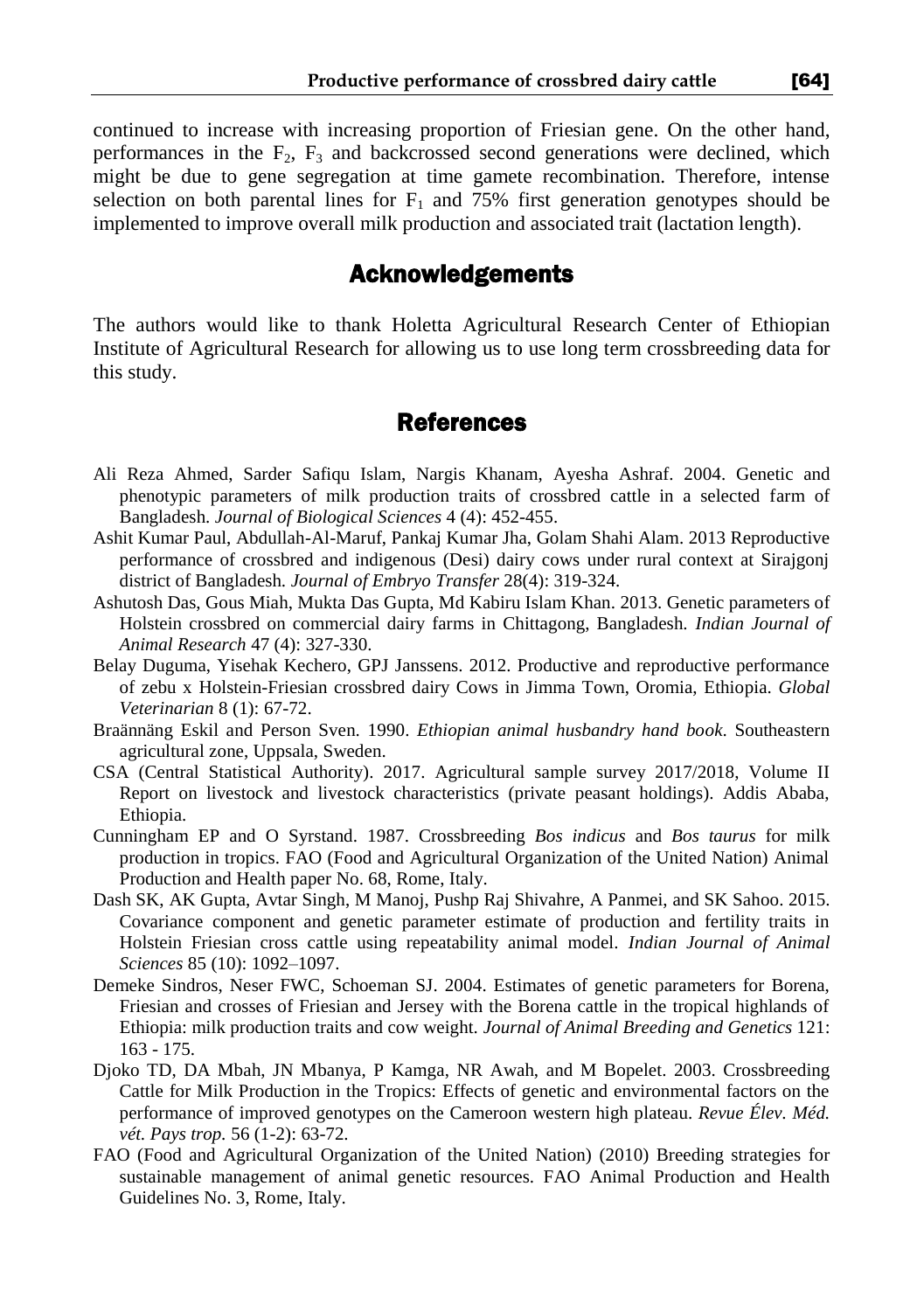continued to increase with increasing proportion of Friesian gene. On the other hand, performances in the $F_2$, $F_3$ and backcrossed second generations were declined, which might be due to gene segregation at time gamete recombination. Therefore, intense selection on both parental lines for $F_1$ and 75% first generation genotypes should be implemented to improve overall milk production and associated trait (lactation length).

## Acknowledgements

The authors would like to thank Holetta Agricultural Research Center of Ethiopian Institute of Agricultural Research for allowing us to use long term crossbreeding data for this study.

## References

Ali Reza Ahmed, Sarder Safiqu Islam, Nargis Khanam, Ayesha Ashraf. 2004. Genetic and phenotypic parameters of milk production traits of crossbred cattle in a selected farm of Bangladesh. *Journal of Biological Sciences* 4 (4): 452-455.

Ashit Kumar Paul, Abdullah-Al-Maruf, Pankaj Kumar Jha, Golam Shahi Alam. 2013 Reproductive performance of crossbred and indigenous (Desi) dairy cows under rural context at Sirajgonj district of Bangladesh. *Journal of Embryo Transfer* 28(4): 319-324.

Ashutosh Das, Gous Miah, Mukta Das Gupta, Md Kabiru Islam Khan. 2013. Genetic parameters of Holstein crossbred on commercial dairy farms in Chittagong, Bangladesh. *Indian Journal of Animal Research* 47 (4): 327-330.

Belay Duguma, Yisehak Kechero, GPJ Janssens. 2012. Productive and reproductive performance of zebu x Holstein-Friesian crossbred dairy Cows in Jimma Town, Oromia, Ethiopia. *Global Veterinarian* 8 (1): 67-72.

Braännäng Eskil and Person Sven. 1990. *Ethiopian animal husbandry hand book*. Southeastern agricultural zone, Uppsala, Sweden.

CSA (Central Statistical Authority). 2017. Agricultural sample survey 2017/2018, Volume II Report on livestock and livestock characteristics (private peasant holdings). Addis Ababa, Ethiopia.

Cunningham EP and O Syrstand. 1987. Crossbreeding *Bos indicus* and *Bos taurus* for milk production in tropics. FAO (Food and Agricultural Organization of the United Nation) Animal Production and Health paper No. 68, Rome, Italy.

Dash SK, AK Gupta, Avtar Singh, M Manoj, Pushp Raj Shivahre, A Panmei, and SK Sahoo. 2015. Covariance component and genetic parameter estimate of production and fertility traits in Holstein Friesian cross cattle using repeatability animal model. *Indian Journal of Animal Sciences* 85 (10): 1092–1097.

Demeke Sindros, Neser FWC, Schoeman SJ. 2004. Estimates of genetic parameters for Borena, Friesian and crosses of Friesian and Jersey with the Borena cattle in the tropical highlands of Ethiopia: milk production traits and cow weight. *Journal of Animal Breeding and Genetics* 121: 163 - 175.

Djoko TD, DA Mbah, JN Mbanya, P Kamga, NR Awah, and M Bopelet. 2003. Crossbreeding Cattle for Milk Production in the Tropics: Effects of genetic and environmental factors on the performance of improved genotypes on the Cameroon western high plateau. *Revue Élev. Méd. vét. Pays trop.* 56 (1-2): 63-72.

FAO (Food and Agricultural Organization of the United Nation) (2010) Breeding strategies for sustainable management of animal genetic resources. FAO Animal Production and Health Guidelines No. 3, Rome, Italy.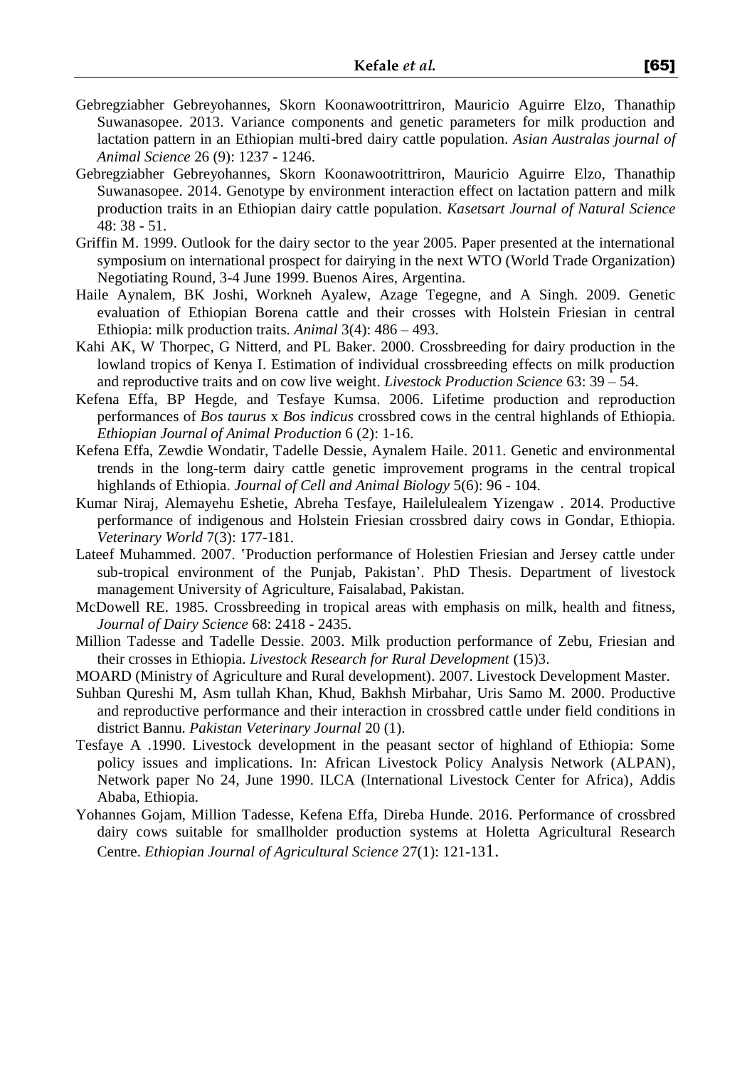Gebregziabher Gebreyohannes, Skorn Koonawootrittriron, Mauricio Aguirre Elzo, Thanathip Suwanasopee. 2013. Variance components and genetic parameters for milk production and lactation pattern in an Ethiopian multi-bred dairy cattle population. *Asian Australas journal of Animal Science* 26 (9): 1237 - 1246.

Gebregziabher Gebreyohannes, Skorn Koonawootrittriron, Mauricio Aguirre Elzo, Thanathip Suwanasopee. 2014. Genotype by environment interaction effect on lactation pattern and milk production traits in an Ethiopian dairy cattle population. *Kasetsart Journal of Natural Science* 48: 38 - 51.

Griffin M. 1999. Outlook for the dairy sector to the year 2005. Paper presented at the international symposium on international prospect for dairying in the next WTO (World Trade Organization) Negotiating Round, 3-4 June 1999. Buenos Aires, Argentina.

Haile Aynalem, BK Joshi, Workneh Ayalew, Azage Tegegne, and A Singh. 2009. Genetic evaluation of Ethiopian Borena cattle and their crosses with Holstein Friesian in central Ethiopia: milk production traits. *Animal* 3(4): 486 – 493.

Kahi AK, W Thorpec, G Nitterd, and PL Baker. 2000. Crossbreeding for dairy production in the lowland tropics of Kenya I. Estimation of individual crossbreeding effects on milk production and reproductive traits and on cow live weight. *Livestock Production Science* 63: 39 – 54.

Kefena Effa, BP Hegde, and Tesfaye Kumsa. 2006. Lifetime production and reproduction performances of *Bos taurus* x *Bos indicus* crossbred cows in the central highlands of Ethiopia. *Ethiopian Journal of Animal Production* 6 (2): 1-16.

Kefena Effa, Zewdie Wondatir, Tadelle Dessie, Aynalem Haile. 2011. Genetic and environmental trends in the long-term dairy cattle genetic improvement programs in the central tropical highlands of Ethiopia. *Journal of Cell and Animal Biology* 5(6): 96 - 104.

Kumar Niraj, Alemayehu Eshetie, Abreha Tesfaye, Hailelulealem Yizengaw . 2014. Productive performance of indigenous and Holstein Friesian crossbred dairy cows in Gondar, Ethiopia. *Veterinary World* 7(3): 177-181.

Lateef Muhammed. 2007. 'Production performance of Holestien Friesian and Jersey cattle under sub-tropical environment of the Punjab, Pakistan'. PhD Thesis. Department of livestock management University of Agriculture, Faisalabad, Pakistan.

McDowell RE. 1985. Crossbreeding in tropical areas with emphasis on milk, health and fitness, *Journal of Dairy Science* 68: 2418 - 2435.

Million Tadesse and Tadelle Dessie. 2003. Milk production performance of Zebu, Friesian and their crosses in Ethiopia. *Livestock Research for Rural Development* (15)3.

MOARD (Ministry of Agriculture and Rural development). 2007. Livestock Development Master.

Suhban Qureshi M, Asm tullah Khan, Khud, Bakhsh Mirbahar, Uris Samo M. 2000. Productive and reproductive performance and their interaction in crossbred cattle under field conditions in district Bannu. *Pakistan Veterinary Journal* 20 (1).

Tesfaye A .1990. Livestock development in the peasant sector of highland of Ethiopia: Some policy issues and implications. In: African Livestock Policy Analysis Network (ALPAN), Network paper No 24, June 1990. ILCA (International Livestock Center for Africa), Addis Ababa, Ethiopia.

Yohannes Gojam, Million Tadesse, Kefena Effa, Direba Hunde. 2016. Performance of crossbred dairy cows suitable for smallholder production systems at Holetta Agricultural Research Centre. *Ethiopian Journal of Agricultural Science* 27(1): 121-131.